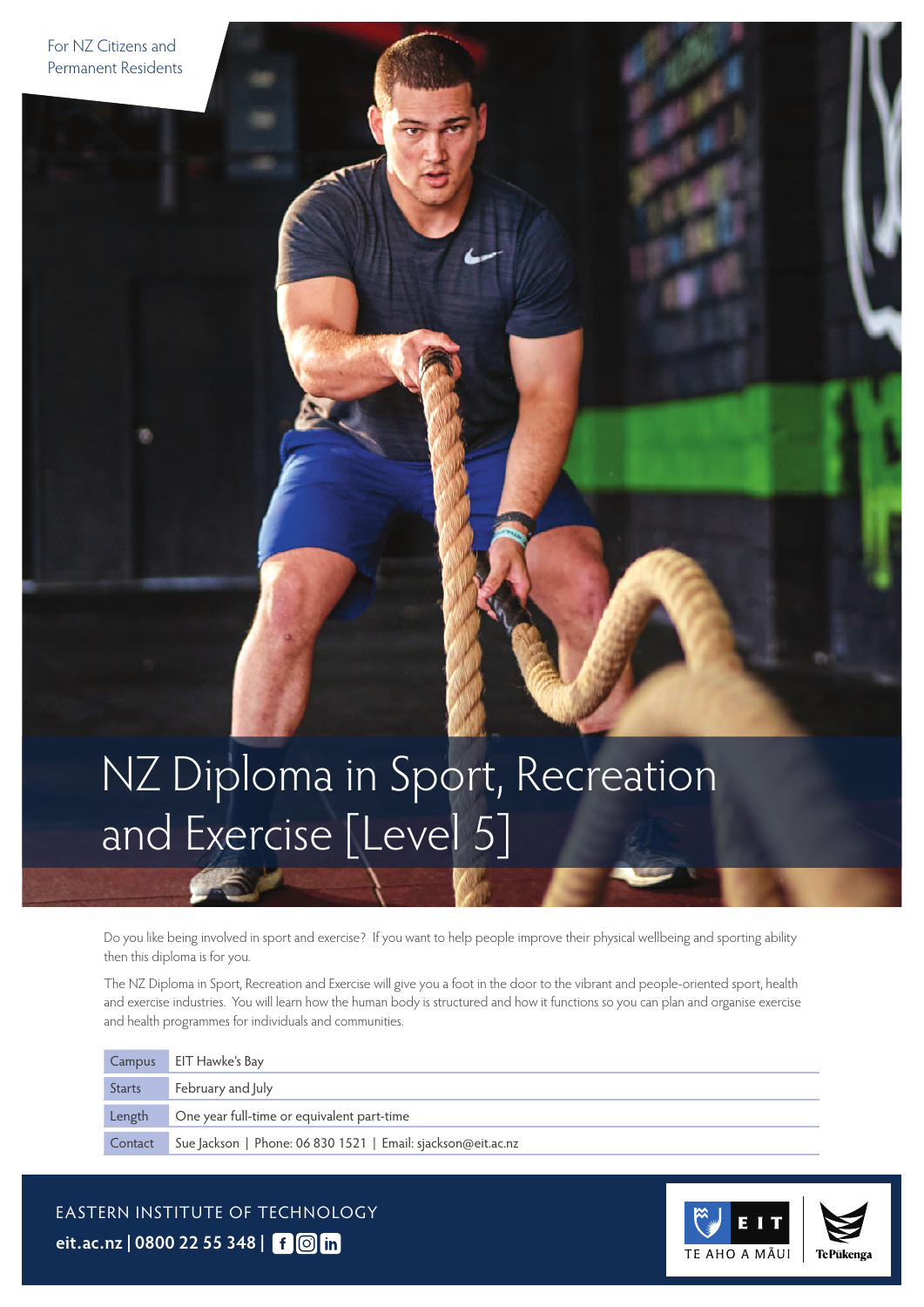For NZ Citizens and Permanent Residents

# NZ Diploma in Sport, Recreation and Exercise [Level 5]

Do you like being involved in sport and exercise? If you want to help people improve their physical wellbeing and sporting ability then this diploma is for you.

The NZ Diploma in Sport, Recreation and Exercise will give you a foot in the door to the vibrant and people-oriented sport, health and exercise industries. You will learn how the human body is structured and how it functions so you can plan and organise exercise and health programmes for individuals and communities.

| | |
|---|---|
| Campus | EIT Hawke's Bay |
| Starts | February and July |
| Length | One year full-time or equivalent part-time |
| Contact | Sue Jackson \| Phone: 06 830 1521 \| Email: sjackson@eit.ac.nz |

EASTERN INSTITUTE OF TECHNOLOGY

**eit.ac.nz | 0800 22 55 348 |**

EIT TE AHO A MĀUI

Te Pūkenga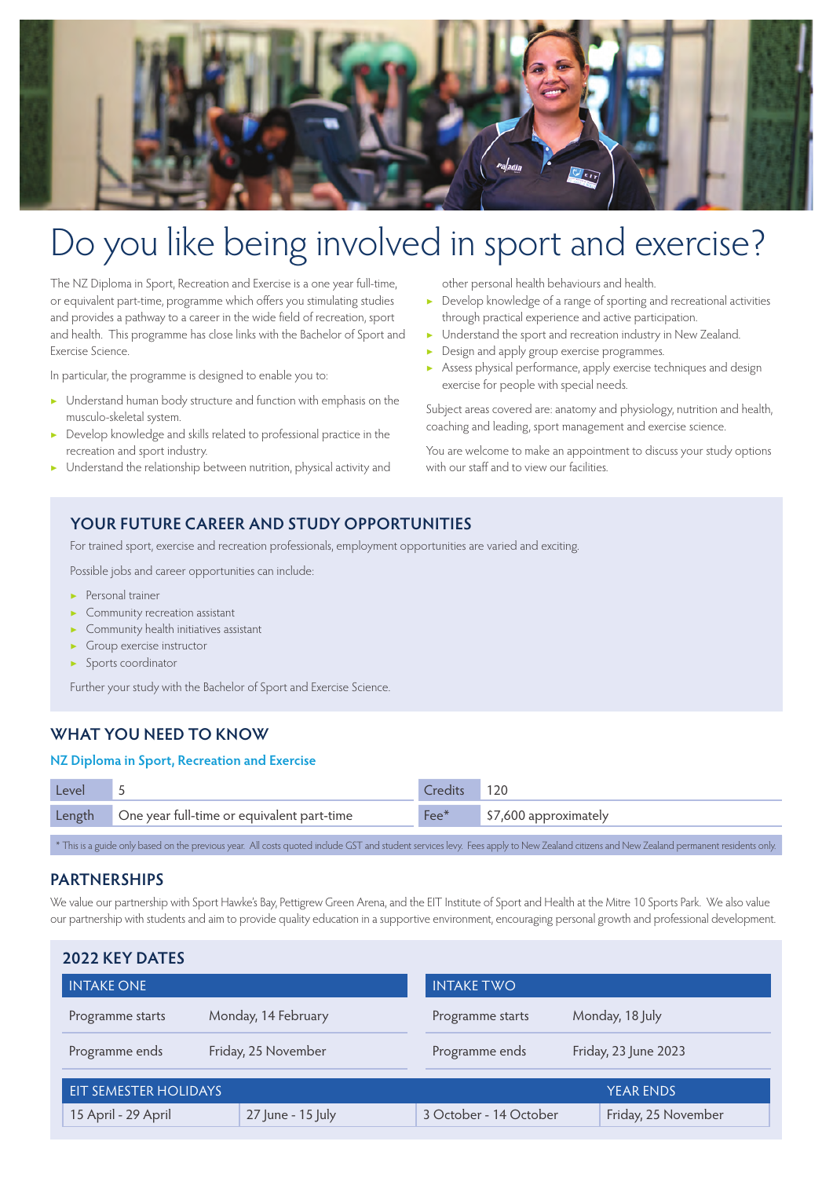# Do you like being involved in sport and exercise?

The NZ Diploma in Sport, Recreation and Exercise is a one year full-time, or equivalent part-time, programme which offers you stimulating studies and provides a pathway to a career in the wide field of recreation, sport and health. This programme has close links with the Bachelor of Sport and Exercise Science.

In particular, the programme is designed to enable you to:

- Understand human body structure and function with emphasis on the musculo-skeletal system.
- Develop knowledge and skills related to professional practice in the recreation and sport industry.
- Understand the relationship between nutrition, physical activity and other personal health behaviours and health.
- Develop knowledge of a range of sporting and recreational activities through practical experience and active participation.
- Understand the sport and recreation industry in New Zealand.
- Design and apply group exercise programmes.
- Assess physical performance, apply exercise techniques and design exercise for people with special needs.

Subject areas covered are: anatomy and physiology, nutrition and health, coaching and leading, sport management and exercise science.

You are welcome to make an appointment to discuss your study options with our staff and to view our facilities.

## YOUR FUTURE CAREER AND STUDY OPPORTUNITIES

For trained sport, exercise and recreation professionals, employment opportunities are varied and exciting.

Possible jobs and career opportunities can include:

- Personal trainer
- Community recreation assistant
- Community health initiatives assistant
- Group exercise instructor
- Sports coordinator

Further your study with the Bachelor of Sport and Exercise Science.

## WHAT YOU NEED TO KNOW

### NZ Diploma in Sport, Recreation and Exercise

| Level | 5 | Credits | 120 |
|---|---|---|---|
| Length | One year full-time or equivalent part-time | Fee* | $7,600 approximately |

\* This is a guide only based on the previous year. All costs quoted include GST and student services levy. Fees apply to New Zealand citizens and New Zealand permanent residents only.

## PARTNERSHIPS

We value our partnership with Sport Hawke's Bay, Pettigrew Green Arena, and the EIT Institute of Sport and Health at the Mitre 10 Sports Park. We also value our partnership with students and aim to provide quality education in a supportive environment, encouraging personal growth and professional development.

## 2022 KEY DATES

| INTAKE ONE | | INTAKE TWO | |
|---|---|---|---|
| Programme starts | Monday, 14 February | Programme starts | Monday, 18 July |
| Programme ends | Friday, 25 November | Programme ends | Friday, 23 June 2023 |

| EIT SEMESTER HOLIDAYS | | | YEAR ENDS |
|---|---|---|---|
| 15 April - 29 April | 27 June - 15 July | 3 October - 14 October | Friday, 25 November |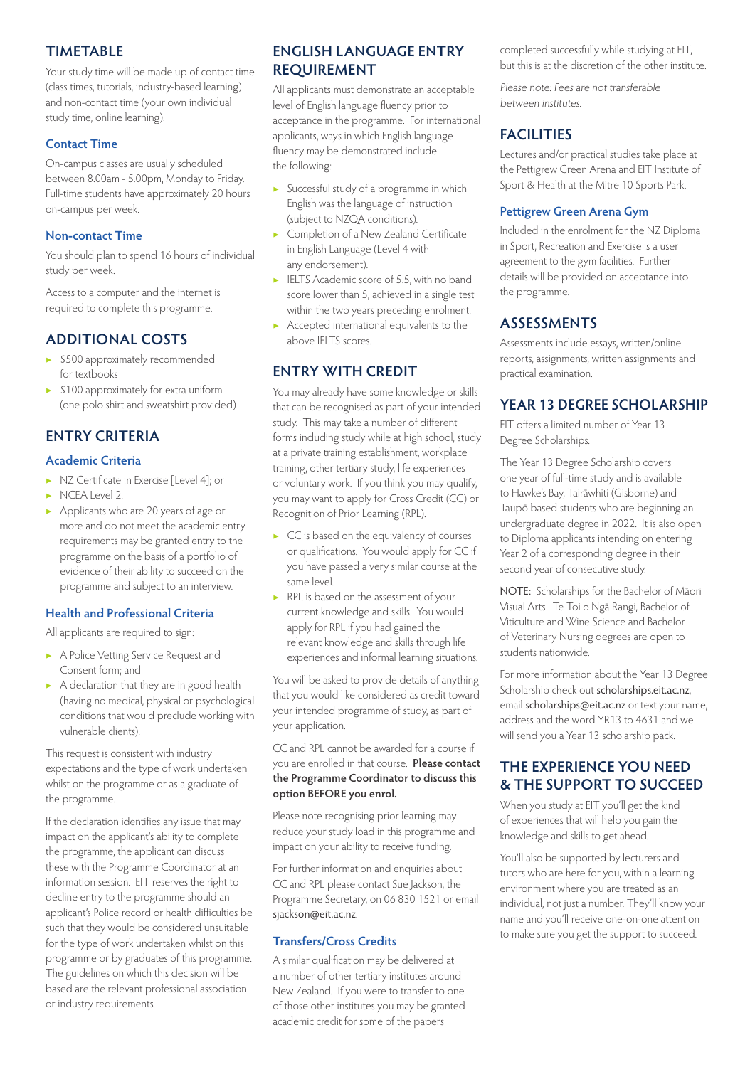## TIMETABLE

Your study time will be made up of contact time (class times, tutorials, industry-based learning) and non-contact time (your own individual study time, online learning).

### Contact Time

On-campus classes are usually scheduled between 8.00am - 5.00pm, Monday to Friday. Full-time students have approximately 20 hours on-campus per week.

### Non-contact Time

You should plan to spend 16 hours of individual study per week.

Access to a computer and the internet is required to complete this programme.

## ADDITIONAL COSTS

- $500 approximately recommended for textbooks
- $100 approximately for extra uniform (one polo shirt and sweatshirt provided)

## ENTRY CRITERIA

### Academic Criteria

- NZ Certificate in Exercise [Level 4]; or
- NCEA Level 2.
- Applicants who are 20 years of age or more and do not meet the academic entry requirements may be granted entry to the programme on the basis of a portfolio of evidence of their ability to succeed on the programme and subject to an interview.

### Health and Professional Criteria

All applicants are required to sign:

- A Police Vetting Service Request and Consent form; and
- A declaration that they are in good health (having no medical, physical or psychological conditions that would preclude working with vulnerable clients).

This request is consistent with industry expectations and the type of work undertaken whilst on the programme or as a graduate of the programme.

If the declaration identifies any issue that may impact on the applicant's ability to complete the programme, the applicant can discuss these with the Programme Coordinator at an information session. EIT reserves the right to decline entry to the programme should an applicant's Police record or health difficulties be such that they would be considered unsuitable for the type of work undertaken whilst on this programme or by graduates of this programme. The guidelines on which this decision will be based are the relevant professional association or industry requirements.

## ENGLISH LANGUAGE ENTRY REQUIREMENT

All applicants must demonstrate an acceptable level of English language fluency prior to acceptance in the programme. For international applicants, ways in which English language fluency may be demonstrated include the following:

- Successful study of a programme in which English was the language of instruction (subject to NZQA conditions).
- Completion of a New Zealand Certificate in English Language (Level 4 with any endorsement).
- IELTS Academic score of 5.5, with no band score lower than 5, achieved in a single test within the two years preceding enrolment.
- Accepted international equivalents to the above IELTS scores.

## ENTRY WITH CREDIT

You may already have some knowledge or skills that can be recognised as part of your intended study. This may take a number of different forms including study while at high school, study at a private training establishment, workplace training, other tertiary study, life experiences or voluntary work. If you think you may qualify, you may want to apply for Cross Credit (CC) or Recognition of Prior Learning (RPL).

- CC is based on the equivalency of courses or qualifications. You would apply for CC if you have passed a very similar course at the same level.
- RPL is based on the assessment of your current knowledge and skills. You would apply for RPL if you had gained the relevant knowledge and skills through life experiences and informal learning situations.

You will be asked to provide details of anything that you would like considered as credit toward your intended programme of study, as part of your application.

CC and RPL cannot be awarded for a course if you are enrolled in that course. **Please contact the Programme Coordinator to discuss this option BEFORE you enrol.**

Please note recognising prior learning may reduce your study load in this programme and impact on your ability to receive funding.

For further information and enquiries about CC and RPL please contact Sue Jackson, the Programme Secretary, on 06 830 1521 or email sjackson@eit.ac.nz.

### Transfers/Cross Credits

A similar qualification may be delivered at a number of other tertiary institutes around New Zealand. If you were to transfer to one of those other institutes you may be granted academic credit for some of the papers completed successfully while studying at EIT, but this is at the discretion of the other institute.

*Please note: Fees are not transferable between institutes.*

## FACILITIES

Lectures and/or practical studies take place at the Pettigrew Green Arena and EIT Institute of Sport & Health at the Mitre 10 Sports Park.

### Pettigrew Green Arena Gym

Included in the enrolment for the NZ Diploma in Sport, Recreation and Exercise is a user agreement to the gym facilities. Further details will be provided on acceptance into the programme.

## ASSESSMENTS

Assessments include essays, written/online reports, assignments, written assignments and practical examination.

## YEAR 13 DEGREE SCHOLARSHIP

EIT offers a limited number of Year 13 Degree Scholarships.

The Year 13 Degree Scholarship covers one year of full-time study and is available to Hawke's Bay, Tairāwhiti (Gisborne) and Taupō based students who are beginning an undergraduate degree in 2022. It is also open to Diploma applicants intending on entering Year 2 of a corresponding degree in their second year of consecutive study.

NOTE: Scholarships for the Bachelor of Māori Visual Arts | Te Toi o Ngā Rangi, Bachelor of Viticulture and Wine Science and Bachelor of Veterinary Nursing degrees are open to students nationwide.

For more information about the Year 13 Degree Scholarship check out scholarships.eit.ac.nz, email scholarships@eit.ac.nz or text your name, address and the word YR13 to 4631 and we will send you a Year 13 scholarship pack.

## THE EXPERIENCE YOU NEED & THE SUPPORT TO SUCCEED

When you study at EIT you'll get the kind of experiences that will help you gain the knowledge and skills to get ahead.

You'll also be supported by lecturers and tutors who are here for you, within a learning environment where you are treated as an individual, not just a number. They'll know your name and you'll receive one-on-one attention to make sure you get the support to succeed.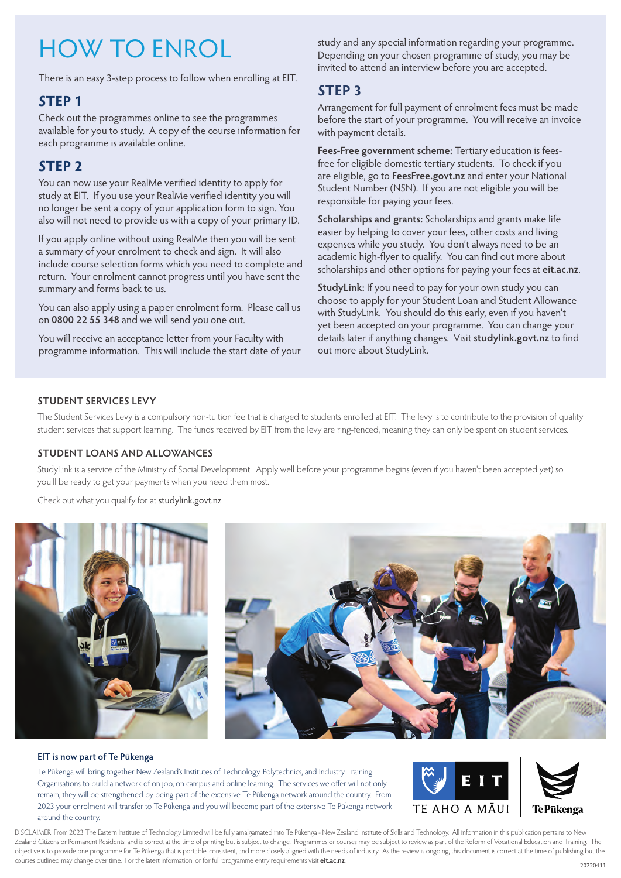# HOW TO ENROL

There is an easy 3-step process to follow when enrolling at EIT.

## STEP 1

Check out the programmes online to see the programmes available for you to study. A copy of the course information for each programme is available online.

## STEP 2

You can now use your RealMe verified identity to apply for study at EIT. If you use your RealMe verified identity you will no longer be sent a copy of your application form to sign. You also will not need to provide us with a copy of your primary ID.

If you apply online without using RealMe then you will be sent a summary of your enrolment to check and sign. It will also include course selection forms which you need to complete and return. Your enrolment cannot progress until you have sent the summary and forms back to us.

You can also apply using a paper enrolment form. Please call us on **0800 22 55 348** and we will send you one out.

You will receive an acceptance letter from your Faculty with programme information. This will include the start date of your study and any special information regarding your programme. Depending on your chosen programme of study, you may be invited to attend an interview before you are accepted.

## STEP 3

Arrangement for full payment of enrolment fees must be made before the start of your programme. You will receive an invoice with payment details.

**Fees-Free government scheme:** Tertiary education is fees-free for eligible domestic tertiary students. To check if you are eligible, go to **FeesFree.govt.nz** and enter your National Student Number (NSN). If you are not eligible you will be responsible for paying your fees.

**Scholarships and grants:** Scholarships and grants make life easier by helping to cover your fees, other costs and living expenses while you study. You don't always need to be an academic high-flyer to qualify. You can find out more about scholarships and other options for paying your fees at **eit.ac.nz**.

**StudyLink:** If you need to pay for your own study you can choose to apply for your Student Loan and Student Allowance with StudyLink. You should do this early, even if you haven't yet been accepted on your programme. You can change your details later if anything changes. Visit **studylink.govt.nz** to find out more about StudyLink.

### STUDENT SERVICES LEVY

The Student Services Levy is a compulsory non-tuition fee that is charged to students enrolled at EIT. The levy is to contribute to the provision of quality student services that support learning. The funds received by EIT from the levy are ring-fenced, meaning they can only be spent on student services.

### STUDENT LOANS AND ALLOWANCES

StudyLink is a service of the Ministry of Social Development. Apply well before your programme begins (even if you haven't been accepted yet) so you'll be ready to get your payments when you need them most.

Check out what you qualify for at studylink.govt.nz.

**EIT is now part of Te Pūkenga**

Te Pūkenga will bring together New Zealand's Institutes of Technology, Polytechnics, and Industry Training Organisations to build a network of on job, on campus and online learning. The services we offer will not only remain, they will be strengthened by being part of the extensive Te Pūkenga network around the country. From 2023 your enrolment will transfer to Te Pūkenga and you will become part of the extensive Te Pūkenga network around the country.

EIT TE AHO A MĀUI | Te Pūkenga

DISCLAIMER: From 2023 The Eastern Institute of Technology Limited will be fully amalgamated into Te Pūkenga - New Zealand Institute of Skills and Technology. All information in this publication pertains to New Zealand Citizens or Permanent Residents, and is correct at the time of printing but is subject to change. Programmes or courses may be subject to review as part of the Reform of Vocational Education and Training. The objective is to provide one programme for Te Pūkenga that is portable, consistent, and more closely aligned with the needs of industry. As the review is ongoing, this document is correct at the time of publishing but the courses outlined may change over time. For the latest information, or for full programme entry requirements visit **eit.ac.nz**.

20220411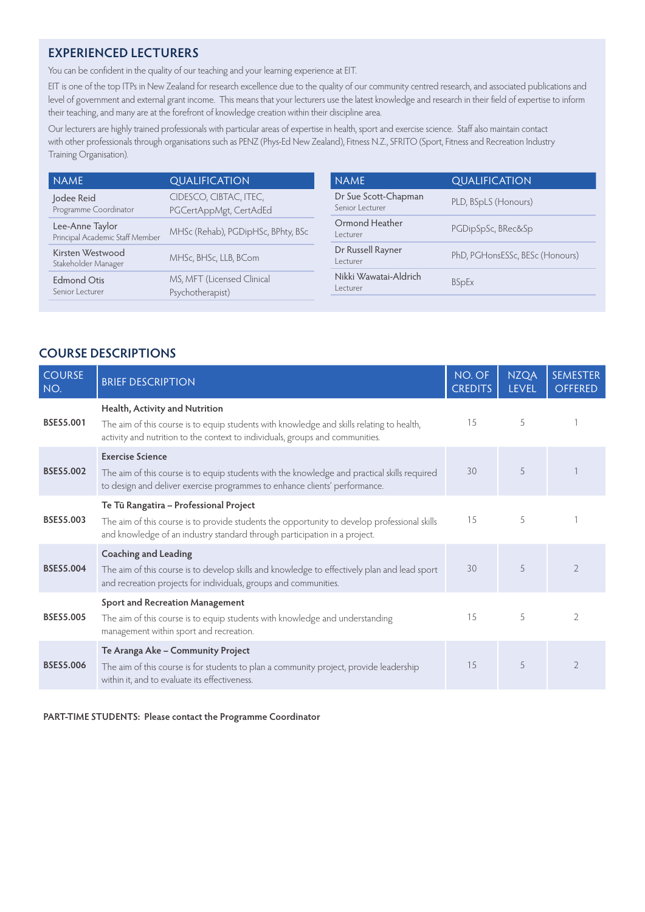## EXPERIENCED LECTURERS

You can be confident in the quality of our teaching and your learning experience at EIT.

EIT is one of the top ITPs in New Zealand for research excellence due to the quality of our community centred research, and associated publications and level of government and external grant income. This means that your lecturers use the latest knowledge and research in their field of expertise to inform their teaching, and many are at the forefront of knowledge creation within their discipline area.

Our lecturers are highly trained professionals with particular areas of expertise in health, sport and exercise science. Staff also maintain contact with other professionals through organisations such as PENZ (Phys-Ed New Zealand), Fitness N.Z., SFRITO (Sport, Fitness and Recreation Industry Training Organisation).

| NAME | QUALIFICATION |
|---|---|
| Jodee Reid<br>Programme Coordinator | CIDESCO, CIBTAC, ITEC, PGCertAppMgt, CertAdEd |
| Lee-Anne Taylor<br>Principal Academic Staff Member | MHSc (Rehab), PGDipHSc, BPhty, BSc |
| Kirsten Westwood<br>Stakeholder Manager | MHSc, BHSc, LLB, BCom |
| Edmond Otis<br>Senior Lecturer | MS, MFT (Licensed Clinical Psychotherapist) |
| Dr Sue Scott-Chapman<br>Senior Lecturer | PLD, BSpLS (Honours) |
| Ormond Heather<br>Lecturer | PGDipSpSc, BRec&Sp |
| Dr Russell Rayner<br>Lecturer | PhD, PGHonsESSc, BESc (Honours) |
| Nikki Wawatai-Aldrich<br>Lecturer | BSpEx |

## COURSE DESCRIPTIONS

| COURSE NO. | BRIEF DESCRIPTION | NO. OF CREDITS | NZQA LEVEL | SEMESTER OFFERED |
|---|---|---|---|---|
| **BSES5.001** | **Health, Activity and Nutrition**<br>The aim of this course is to equip students with knowledge and skills relating to health, activity and nutrition to the context to individuals, groups and communities. | 15 | 5 | 1 |
| **BSES5.002** | **Exercise Science**<br>The aim of this course is to equip students with the knowledge and practical skills required to design and deliver exercise programmes to enhance clients' performance. | 30 | 5 | 1 |
| **BSES5.003** | **Te Tū Rangatira – Professional Project**<br>The aim of this course is to provide students the opportunity to develop professional skills and knowledge of an industry standard through participation in a project. | 15 | 5 | 1 |
| **BSES5.004** | **Coaching and Leading**<br>The aim of this course is to develop skills and knowledge to effectively plan and lead sport and recreation projects for individuals, groups and communities. | 30 | 5 | 2 |
| **BSES5.005** | **Sport and Recreation Management**<br>The aim of this course is to equip students with knowledge and understanding management within sport and recreation. | 15 | 5 | 2 |
| **BSES5.006** | **Te Aranga Ake – Community Project**<br>The aim of this course is for students to plan a community project, provide leadership within it, and to evaluate its effectiveness. | 15 | 5 | 2 |

**PART-TIME STUDENTS: Please contact the Programme Coordinator**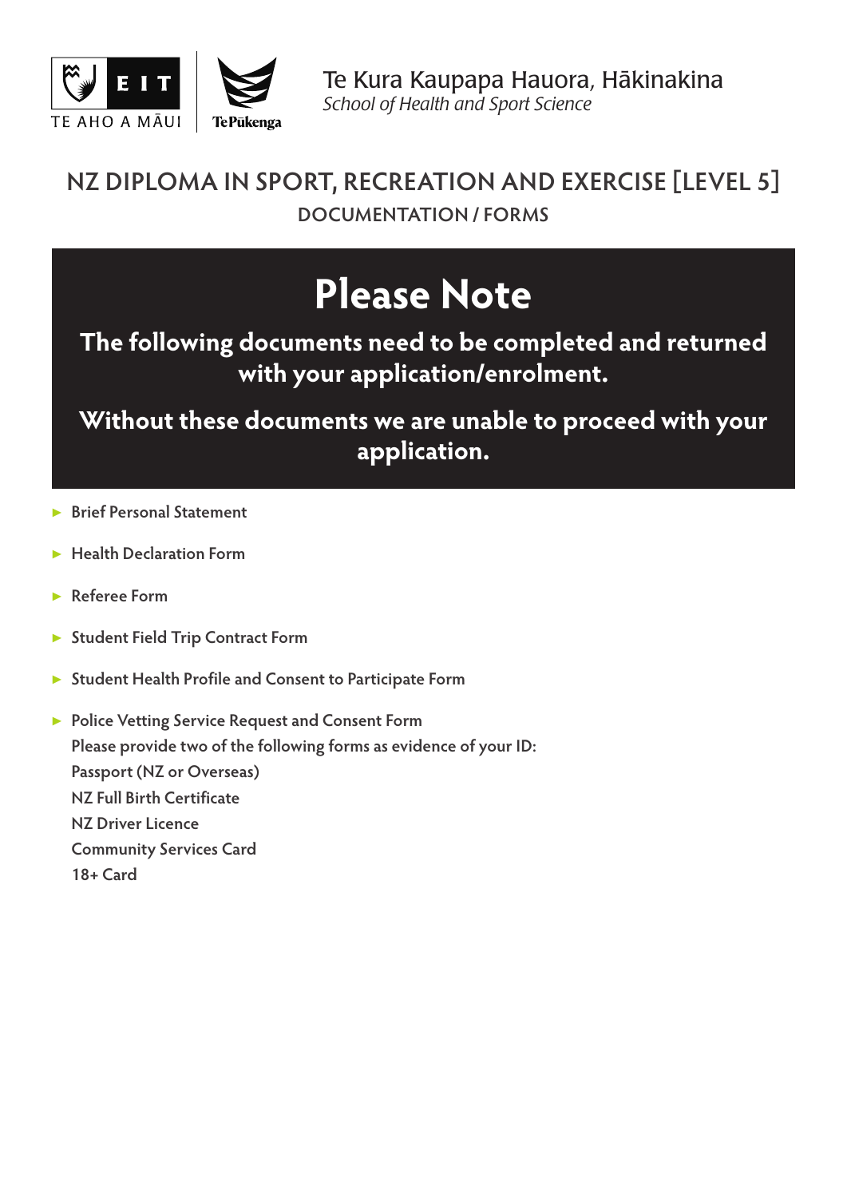Te Kura Kaupapa Hauora, Hākinakina
*School of Health and Sport Science*

## NZ DIPLOMA IN SPORT, RECREATION AND EXERCISE [LEVEL 5]

### DOCUMENTATION / FORMS

# Please Note

**The following documents need to be completed and returned with your application/enrolment.**

**Without these documents we are unable to proceed with your application.**

- Brief Personal Statement
- Health Declaration Form
- Referee Form
- Student Field Trip Contract Form
- Student Health Profile and Consent to Participate Form
- Police Vetting Service Request and Consent Form
  Please provide two of the following forms as evidence of your ID:
  Passport (NZ or Overseas)
  NZ Full Birth Certificate
  NZ Driver Licence
  Community Services Card
  18+ Card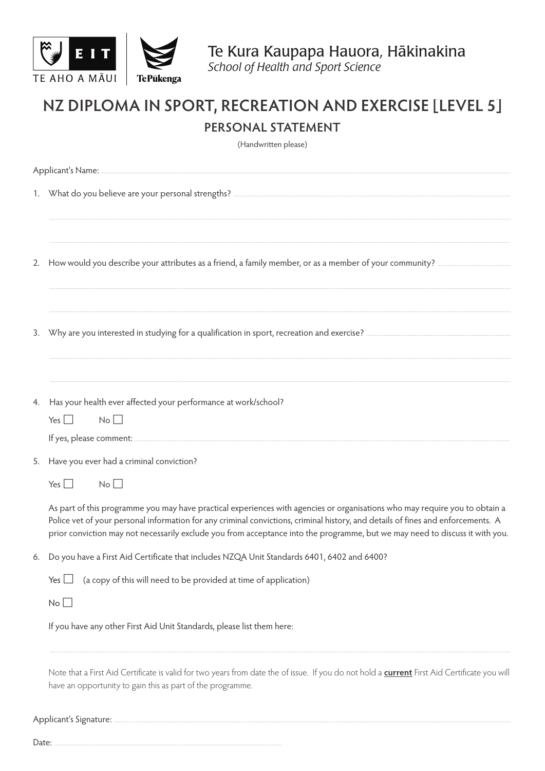Te Kura Kaupapa Hauora, Hākinakina
*School of Health and Sport Science*

# NZ DIPLOMA IN SPORT, RECREATION AND EXERCISE [LEVEL 5]

## PERSONAL STATEMENT

(Handwritten please)

Applicant's Name: ..............................................................................................................

1. What do you believe are your personal strengths? ..............................................................................................................

..............................................................................................................

..............................................................................................................

2. How would you describe your attributes as a friend, a family member, or as a member of your community? ..............................................................................................................

..............................................................................................................

..............................................................................................................

3. Why are you interested in studying for a qualification in sport, recreation and exercise? ..............................................................................................................

..............................................................................................................

..............................................................................................................

4. Has your health ever affected your performance at work/school?

   Yes ☐ No ☐

   If yes, please comment: ..............................................................................................................

5. Have you ever had a criminal conviction?

   Yes ☐ No ☐

   As part of this programme you may have practical experiences with agencies or organisations who may require you to obtain a Police vet of your personal information for any criminal convictions, criminal history, and details of fines and enforcements. A prior conviction may not necessarily exclude you from acceptance into the programme, but we may need to discuss it with you.

6. Do you have a First Aid Certificate that includes NZQA Unit Standards 6401, 6402 and 6400?

   Yes ☐ (a copy of this will need to be provided at time of application)

   No ☐

   If you have any other First Aid Unit Standards, please list them here:

   ..............................................................................................................

   Note that a First Aid Certificate is valid for two years from date the of issue. If you do not hold a **current** First Aid Certificate you will have an opportunity to gain this as part of the programme.

Applicant's Signature: ..............................................................................................................

Date: ..............................................................................................................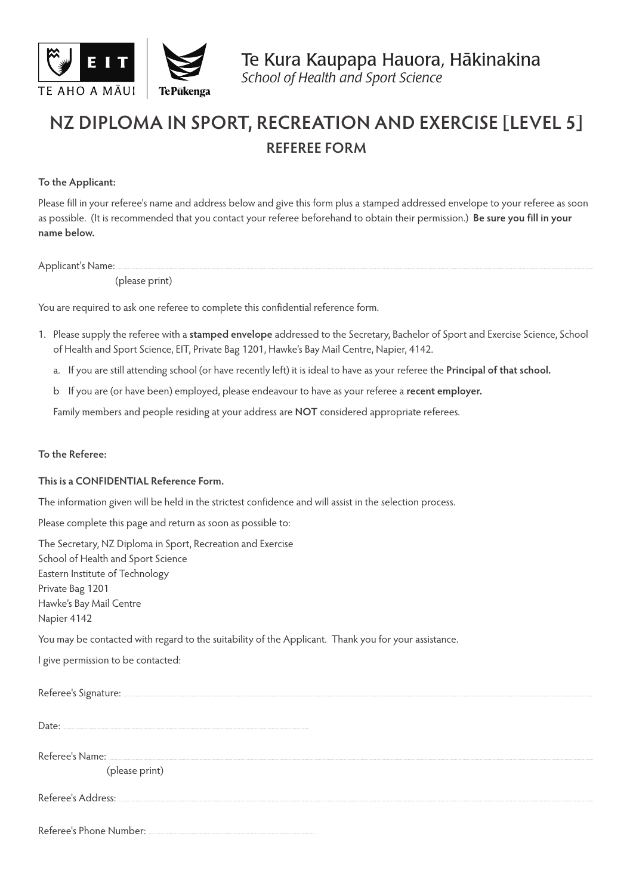Te Kura Kaupapa Hauora, Hākinakina
*School of Health and Sport Science*

# NZ DIPLOMA IN SPORT, RECREATION AND EXERCISE [LEVEL 5]

## REFEREE FORM

**To the Applicant:**

Please fill in your referee's name and address below and give this form plus a stamped addressed envelope to your referee as soon as possible. (It is recommended that you contact your referee beforehand to obtain their permission.) **Be sure you fill in your name below.**

Applicant's Name: ..............................................................................................................
(please print)

You are required to ask one referee to complete this confidential reference form.

1. Please supply the referee with a **stamped envelope** addressed to the Secretary, Bachelor of Sport and Exercise Science, School of Health and Sport Science, EIT, Private Bag 1201, Hawke's Bay Mail Centre, Napier, 4142.
   a. If you are still attending school (or have recently left) it is ideal to have as your referee the **Principal of that school.**
   b If you are (or have been) employed, please endeavour to have as your referee a **recent employer.**

   Family members and people residing at your address are **NOT** considered appropriate referees.

**To the Referee:**

**This is a CONFIDENTIAL Reference Form.**

The information given will be held in the strictest confidence and will assist in the selection process.

Please complete this page and return as soon as possible to:

The Secretary, NZ Diploma in Sport, Recreation and Exercise
School of Health and Sport Science
Eastern Institute of Technology
Private Bag 1201
Hawke's Bay Mail Centre
Napier 4142

You may be contacted with regard to the suitability of the Applicant. Thank you for your assistance.

I give permission to be contacted:

Referee's Signature: ..............................................................................................................

Date: ..............................................................

Referee's Name: ..............................................................................................................
(please print)

Referee's Address: ..............................................................................................................

Referee's Phone Number: ..............................................................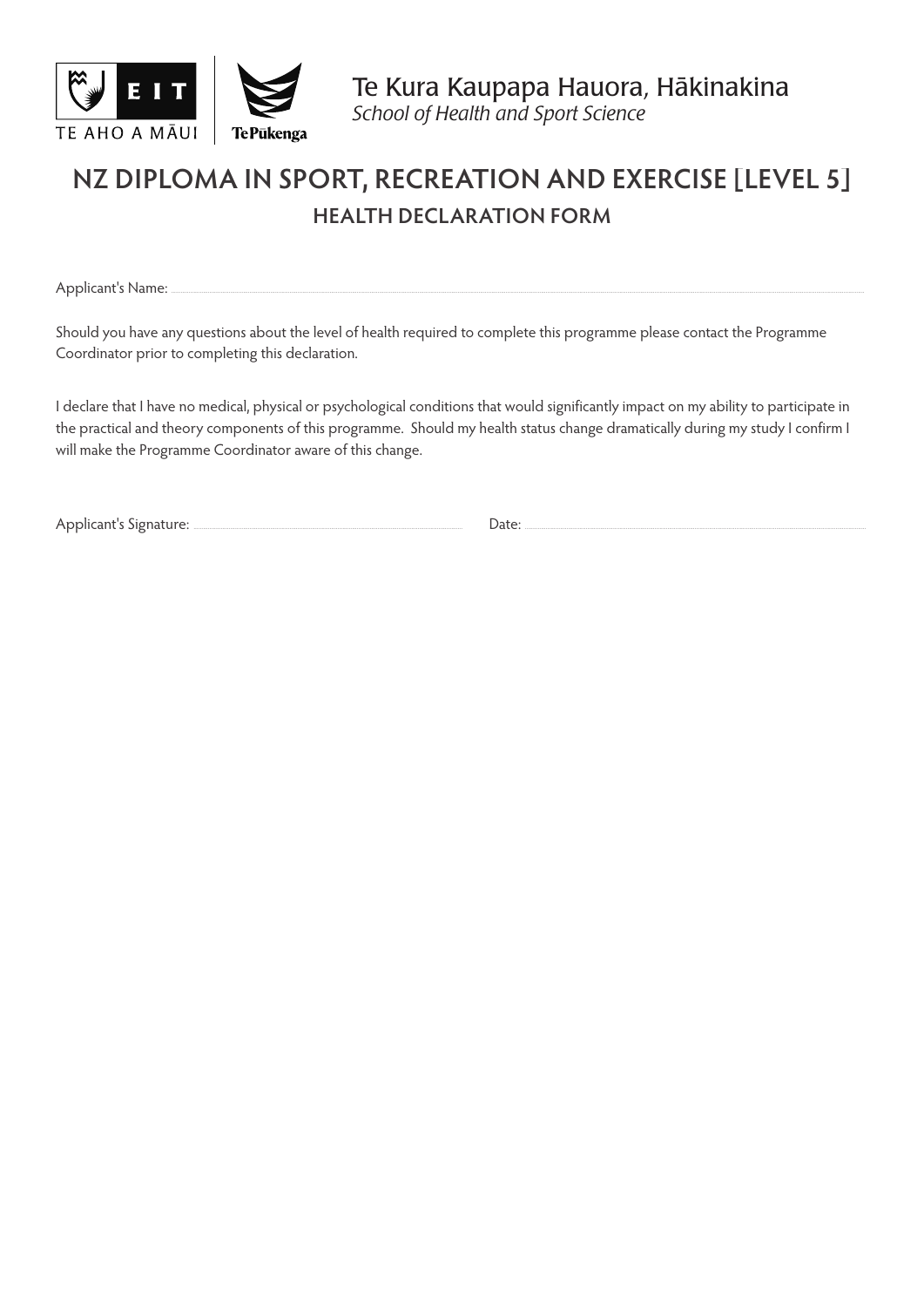EIT
TE AHO A MĀUI

Te Pūkenga

Te Kura Kaupapa Hauora, Hākinakina
*School of Health and Sport Science*

# NZ DIPLOMA IN SPORT, RECREATION AND EXERCISE [LEVEL 5]

## HEALTH DECLARATION FORM

Applicant's Name: ..............................................................................................................

Should you have any questions about the level of health required to complete this programme please contact the Programme Coordinator prior to completing this declaration.

I declare that I have no medical, physical or psychological conditions that would significantly impact on my ability to participate in the practical and theory components of this programme. Should my health status change dramatically during my study I confirm I will make the Programme Coordinator aware of this change.

Applicant's Signature: ........................................................ Date: ........................................................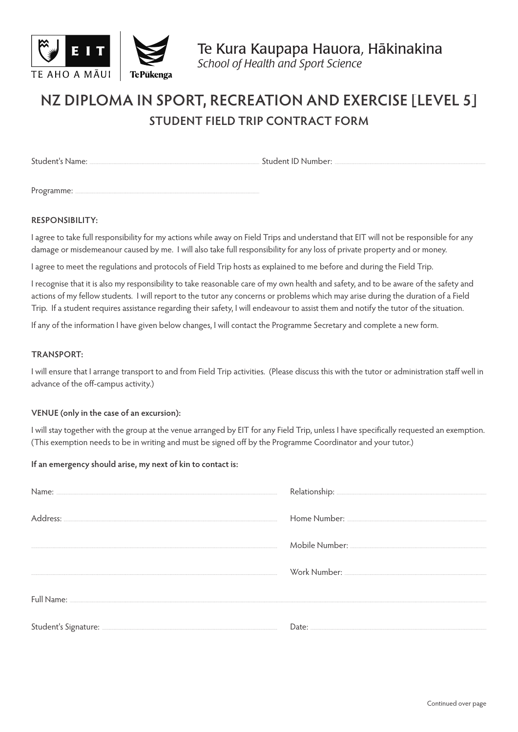Te Kura Kaupapa Hauora, Hākinakina
*School of Health and Sport Science*

# NZ DIPLOMA IN SPORT, RECREATION AND EXERCISE [LEVEL 5]

## STUDENT FIELD TRIP CONTRACT FORM

Student's Name: .............................................................. Student ID Number: ..............................................................

Programme: ..............................................................

**RESPONSIBILITY:**

I agree to take full responsibility for my actions while away on Field Trips and understand that EIT will not be responsible for any damage or misdemeanour caused by me. I will also take full responsibility for any loss of private property and or money.

I agree to meet the regulations and protocols of Field Trip hosts as explained to me before and during the Field Trip.

I recognise that it is also my responsibility to take reasonable care of my own health and safety, and to be aware of the safety and actions of my fellow students. I will report to the tutor any concerns or problems which may arise during the duration of a Field Trip. If a student requires assistance regarding their safety, I will endeavour to assist them and notify the tutor of the situation.

If any of the information I have given below changes, I will contact the Programme Secretary and complete a new form.

**TRANSPORT:**

I will ensure that I arrange transport to and from Field Trip activities. (Please discuss this with the tutor or administration staff well in advance of the off-campus activity.)

**VENUE (only in the case of an excursion):**

I will stay together with the group at the venue arranged by EIT for any Field Trip, unless I have specifically requested an exemption. (This exemption needs to be in writing and must be signed off by the Programme Coordinator and your tutor.)

**If an emergency should arise, my next of kin to contact is:**

Name: .............................................................. Relationship: ..............................................................

Address: .............................................................. Home Number: ..............................................................

.............................................................. Mobile Number: ..............................................................

.............................................................. Work Number: ..............................................................

Full Name: ..............................................................

Student's Signature: .............................................................. Date: ..............................................................

Continued over page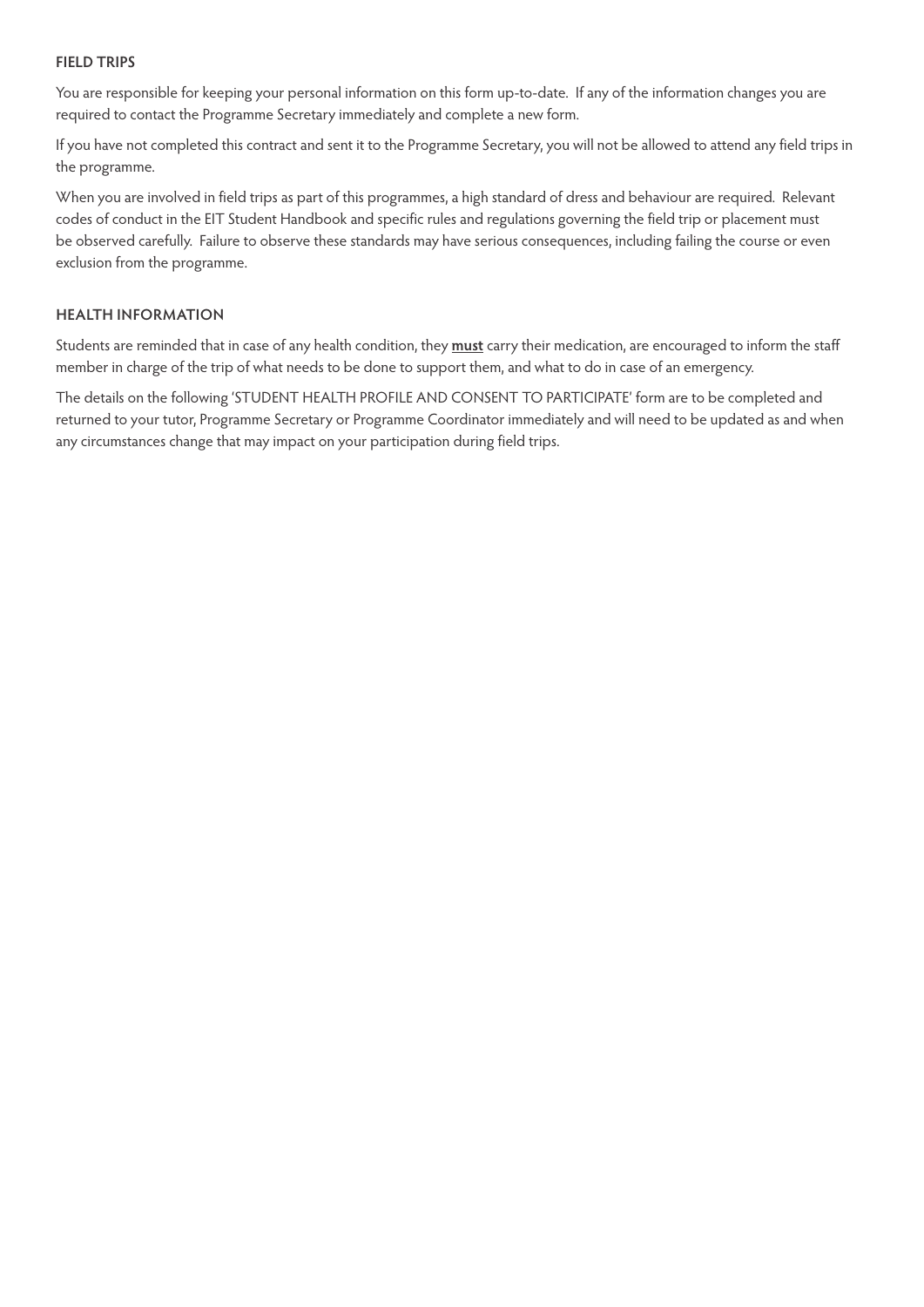## FIELD TRIPS

You are responsible for keeping your personal information on this form up-to-date. If any of the information changes you are required to contact the Programme Secretary immediately and complete a new form.

If you have not completed this contract and sent it to the Programme Secretary, you will not be allowed to attend any field trips in the programme.

When you are involved in field trips as part of this programmes, a high standard of dress and behaviour are required. Relevant codes of conduct in the EIT Student Handbook and specific rules and regulations governing the field trip or placement must be observed carefully. Failure to observe these standards may have serious consequences, including failing the course or even exclusion from the programme.

## HEALTH INFORMATION

Students are reminded that in case of any health condition, they **must** carry their medication, are encouraged to inform the staff member in charge of the trip of what needs to be done to support them, and what to do in case of an emergency.

The details on the following 'STUDENT HEALTH PROFILE AND CONSENT TO PARTICIPATE' form are to be completed and returned to your tutor, Programme Secretary or Programme Coordinator immediately and will need to be updated as and when any circumstances change that may impact on your participation during field trips.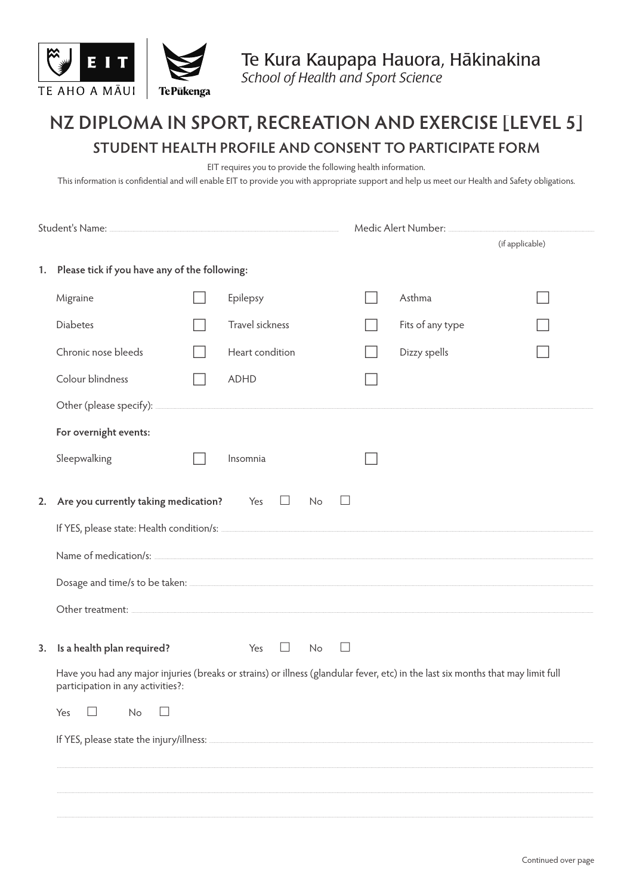Te Kura Kaupapa Hauora, Hākinakina
*School of Health and Sport Science*

# NZ DIPLOMA IN SPORT, RECREATION AND EXERCISE [LEVEL 5]

## STUDENT HEALTH PROFILE AND CONSENT TO PARTICIPATE FORM

EIT requires you to provide the following health information.
This information is confidential and will enable EIT to provide you with appropriate support and help us meet our Health and Safety obligations.

Student's Name: ........................................ Medic Alert Number: ........................................ (if applicable)

**1. Please tick if you have any of the following:**

| | | | | | |
|---|---|---|---|---|---|
| Migraine | ☐ | Epilepsy | ☐ | Asthma | ☐ |
| Diabetes | ☐ | Travel sickness | ☐ | Fits of any type | ☐ |
| Chronic nose bleeds | ☐ | Heart condition | ☐ | Dizzy spells | ☐ |
| Colour blindness | ☐ | ADHD | ☐ | | |

Other (please specify): ........................................

**For overnight events:**

| | | | |
|---|---|---|---|
| Sleepwalking | ☐ | Insomnia | ☐ |

**2. Are you currently taking medication?** Yes ☐ No ☐

If YES, please state: Health condition/s: ........................................

Name of medication/s: ........................................

Dosage and time/s to be taken: ........................................

Other treatment: ........................................

**3. Is a health plan required?** Yes ☐ No ☐

Have you had any major injuries (breaks or strains) or illness (glandular fever, etc) in the last six months that may limit full participation in any activities?:

Yes ☐ No ☐

If YES, please state the injury/illness: ........................................

........................................

........................................

........................................

Continued over page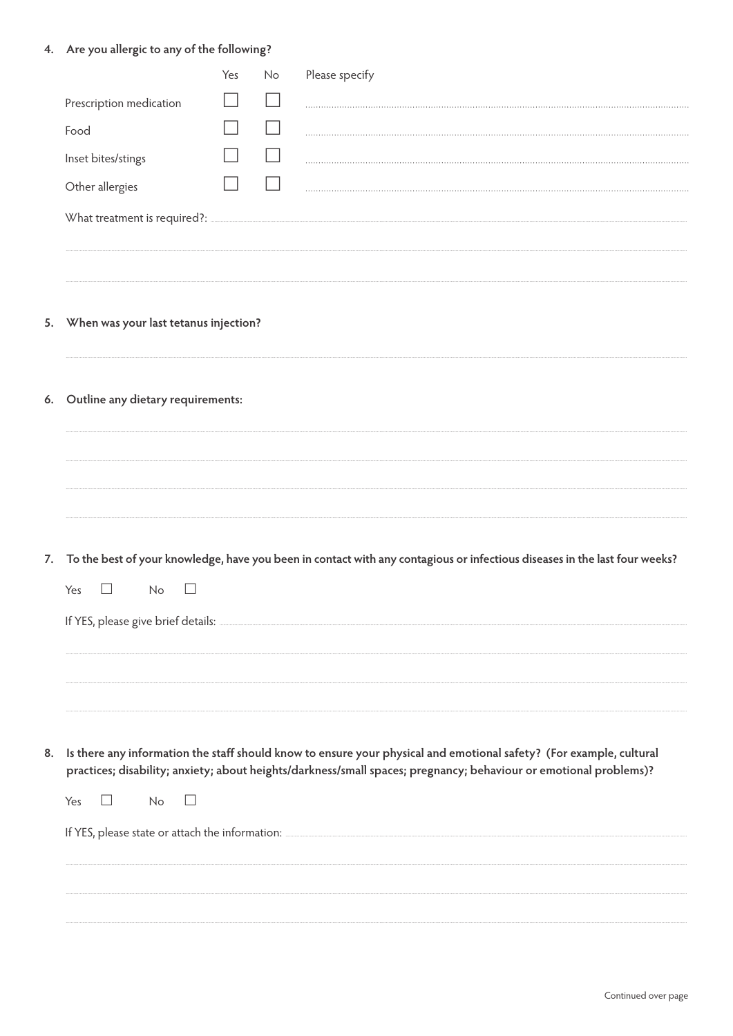4. **Are you allergic to any of the following?**

| | Yes | No | Please specify |
|---|---|---|---|
| Prescription medication | ☐ | ☐ | |
| Food | ☐ | ☐ | |
| Inset bites/stings | ☐ | ☐ | |
| Other allergies | ☐ | ☐ | |

What treatment is required?:

5. **When was your last tetanus injection?**

6. **Outline any dietary requirements:**

7. **To the best of your knowledge, have you been in contact with any contagious or infectious diseases in the last four weeks?**

Yes ☐ No ☐

If YES, please give brief details:

8. **Is there any information the staff should know to ensure your physical and emotional safety? (For example, cultural practices; disability; anxiety; about heights/darkness/small spaces; pregnancy; behaviour or emotional problems)?**

Yes ☐ No ☐

If YES, please state or attach the information:

Continued over page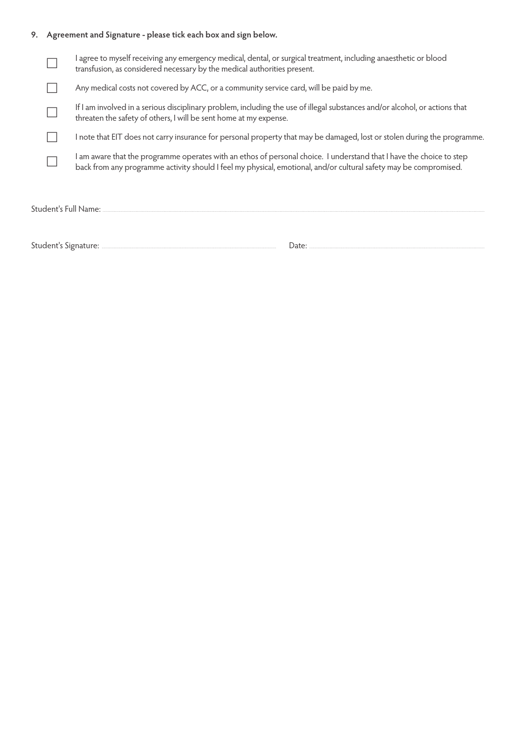## 9. Agreement and Signature - please tick each box and sign below.

- ☐ I agree to myself receiving any emergency medical, dental, or surgical treatment, including anaesthetic or blood transfusion, as considered necessary by the medical authorities present.
- ☐ Any medical costs not covered by ACC, or a community service card, will be paid by me.
- ☐ If I am involved in a serious disciplinary problem, including the use of illegal substances and/or alcohol, or actions that threaten the safety of others, I will be sent home at my expense.
- ☐ I note that EIT does not carry insurance for personal property that may be damaged, lost or stolen during the programme.
- ☐ I am aware that the programme operates with an ethos of personal choice. I understand that I have the choice to step back from any programme activity should I feel my physical, emotional, and/or cultural safety may be compromised.

Student's Full Name: ..............................................................................................

Student's Signature: .............................................................. Date: ..............................................................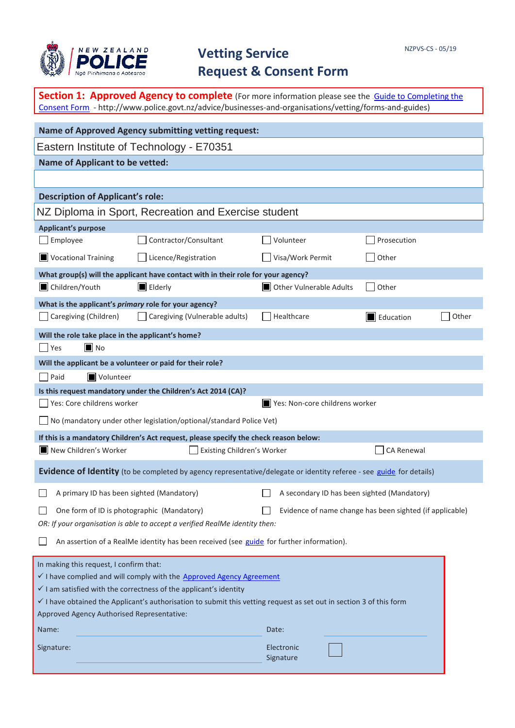NEW ZEALAND **POLICE**
Ngā Pirihimana o Aotearoa

# Vetting Service Request & Consent Form

NZPVS-CS - 05/19

**Section 1: Approved Agency to complete** (For more information please see the Guide to Completing the Consent Form - http://www.police.govt.nz/advice/businesses-and-organisations/vetting/forms-and-guides)

**Name of Approved Agency submitting vetting request:**

Eastern Institute of Technology - E70351

**Name of Applicant to be vetted:**

**Description of Applicant's role:**

NZ Diploma in Sport, Recreation and Exercise student

**Applicant's purpose**

- [ ] Employee
- [ ] Contractor/Consultant
- [ ] Volunteer
- [ ] Prosecution
- [x] Vocational Training
- [ ] Licence/Registration
- [ ] Visa/Work Permit
- [ ] Other

**What group(s) will the applicant have contact with in their role for your agency?**

- [x] Children/Youth
- [x] Elderly
- [x] Other Vulnerable Adults
- [ ] Other

**What is the applicant's *primary* role for your agency?**

- [ ] Caregiving (Children)
- [ ] Caregiving (Vulnerable adults)
- [ ] Healthcare
- [x] Education
- [ ] Other

**Will the role take place in the applicant's home?**

- [ ] Yes
- [x] No

**Will the applicant be a volunteer or paid for their role?**

- [ ] Paid
- [x] Volunteer

**Is this request mandatory under the Children's Act 2014 (CA)?**

- [ ] Yes: Core childrens worker
- [x] Yes: Non-core childrens worker
- [ ] No (mandatory under other legislation/optional/standard Police Vet)

**If this is a mandatory Children's Act request, please specify the check reason below:**

- [x] New Children's Worker
- [ ] Existing Children's Worker
- [ ] CA Renewal

**Evidence of Identity** (to be completed by agency representative/delegate or identity referee - see guide for details)

- [ ] A primary ID has been sighted (Mandatory)
- [ ] A secondary ID has been sighted (Mandatory)
- [ ] One form of ID is photographic (Mandatory)
- [ ] Evidence of name change has been sighted (if applicable)

*OR: If your organisation is able to accept a verified RealMe identity then:*

- [ ] An assertion of a RealMe identity has been received (see guide for further information).

In making this request, I confirm that:

✓ I have complied and will comply with the Approved Agency Agreement
✓ I am satisfied with the correctness of the applicant's identity
✓ I have obtained the Applicant's authorisation to submit this vetting request as set out in section 3 of this form

Approved Agency Authorised Representative:

Name: ____________________ Date: ____________

Signature: ____________________ Electronic Signature [ ]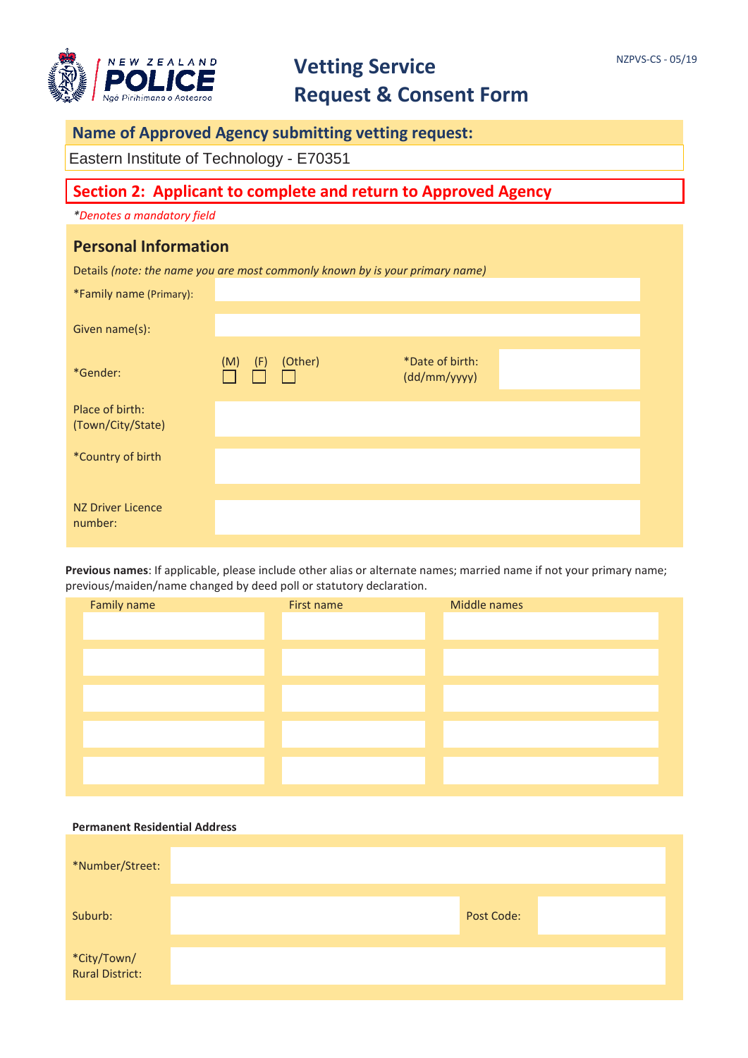NZPVS-CS - 05/19

# Vetting Service Request & Consent Form

## Name of Approved Agency submitting vetting request:

Eastern Institute of Technology - E70351

## Section 2: Applicant to complete and return to Approved Agency

*\*Denotes a mandatory field*

### Personal Information

Details *(note: the name you are most commonly known by is your primary name)*

| | |
|---|---|
| *Family name (Primary): | |
| Given name(s): | |
| *Gender: | (M) ☐ (F) ☐ (Other) ☐ &nbsp;&nbsp; *Date of birth: (dd/mm/yyyy) |
| Place of birth: (Town/City/State) | |
| *Country of birth | |
| NZ Driver Licence number: | |

**Previous names**: If applicable, please include other alias or alternate names; married name if not your primary name; previous/maiden/name changed by deed poll or statutory declaration.

| Family name | First name | Middle names |
|---|---|---|
| | | |
| | | |
| | | |
| | | |
| | | |

**Permanent Residential Address**

| | | | |
|---|---|---|---|
| *Number/Street: | | | |
| Suburb: | | Post Code: | |
| *City/Town/ Rural District: | | | |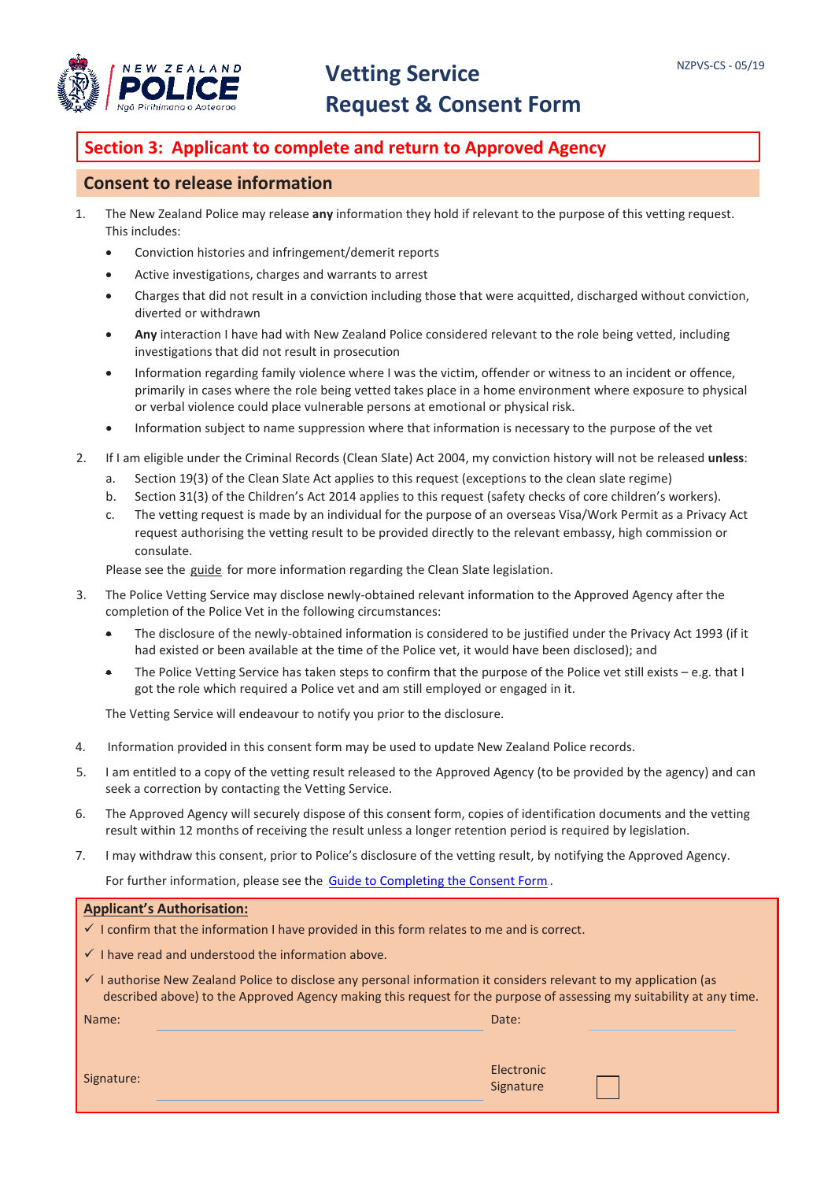# Vetting Service Request & Consent Form

NZPVS-CS - 05/19

## Section 3: Applicant to complete and return to Approved Agency

### Consent to release information

1. The New Zealand Police may release **any** information they hold if relevant to the purpose of this vetting request. This includes:
   - Conviction histories and infringement/demerit reports
   - Active investigations, charges and warrants to arrest
   - Charges that did not result in a conviction including those that were acquitted, discharged without conviction, diverted or withdrawn
   - **Any** interaction I have had with New Zealand Police considered relevant to the role being vetted, including investigations that did not result in prosecution
   - Information regarding family violence where I was the victim, offender or witness to an incident or offence, primarily in cases where the role being vetted takes place in a home environment where exposure to physical or verbal violence could place vulnerable persons at emotional or physical risk.
   - Information subject to name suppression where that information is necessary to the purpose of the vet

2. If I am eligible under the Criminal Records (Clean Slate) Act 2004, my conviction history will not be released **unless**:
   a. Section 19(3) of the Clean Slate Act applies to this request (exceptions to the clean slate regime)
   b. Section 31(3) of the Children's Act 2014 applies to this request (safety checks of core children's workers).
   c. The vetting request is made by an individual for the purpose of an overseas Visa/Work Permit as a Privacy Act request authorising the vetting result to be provided directly to the relevant embassy, high commission or consulate.

   Please see the guide for more information regarding the Clean Slate legislation.

3. The Police Vetting Service may disclose newly-obtained relevant information to the Approved Agency after the completion of the Police Vet in the following circumstances:
   - The disclosure of the newly-obtained information is considered to be justified under the Privacy Act 1993 (if it had existed or been available at the time of the Police vet, it would have been disclosed); and
   - The Police Vetting Service has taken steps to confirm that the purpose of the Police vet still exists – e.g. that I got the role which required a Police vet and am still employed or engaged in it.

   The Vetting Service will endeavour to notify you prior to the disclosure.

4. Information provided in this consent form may be used to update New Zealand Police records.
5. I am entitled to a copy of the vetting result released to the Approved Agency (to be provided by the agency) and can seek a correction by contacting the Vetting Service.
6. The Approved Agency will securely dispose of this consent form, copies of identification documents and the vetting result within 12 months of receiving the result unless a longer retention period is required by legislation.
7. I may withdraw this consent, prior to Police's disclosure of the vetting result, by notifying the Approved Agency.

   For further information, please see the Guide to Completing the Consent Form.

**Applicant's Authorisation:**

✓ I confirm that the information I have provided in this form relates to me and is correct.

✓ I have read and understood the information above.

✓ I authorise New Zealand Police to disclose any personal information it considers relevant to my application (as described above) to the Approved Agency making this request for the purpose of assessing my suitability at any time.

Name: ____________________ Date: ____________

Signature: ____________________ Electronic Signature ☐